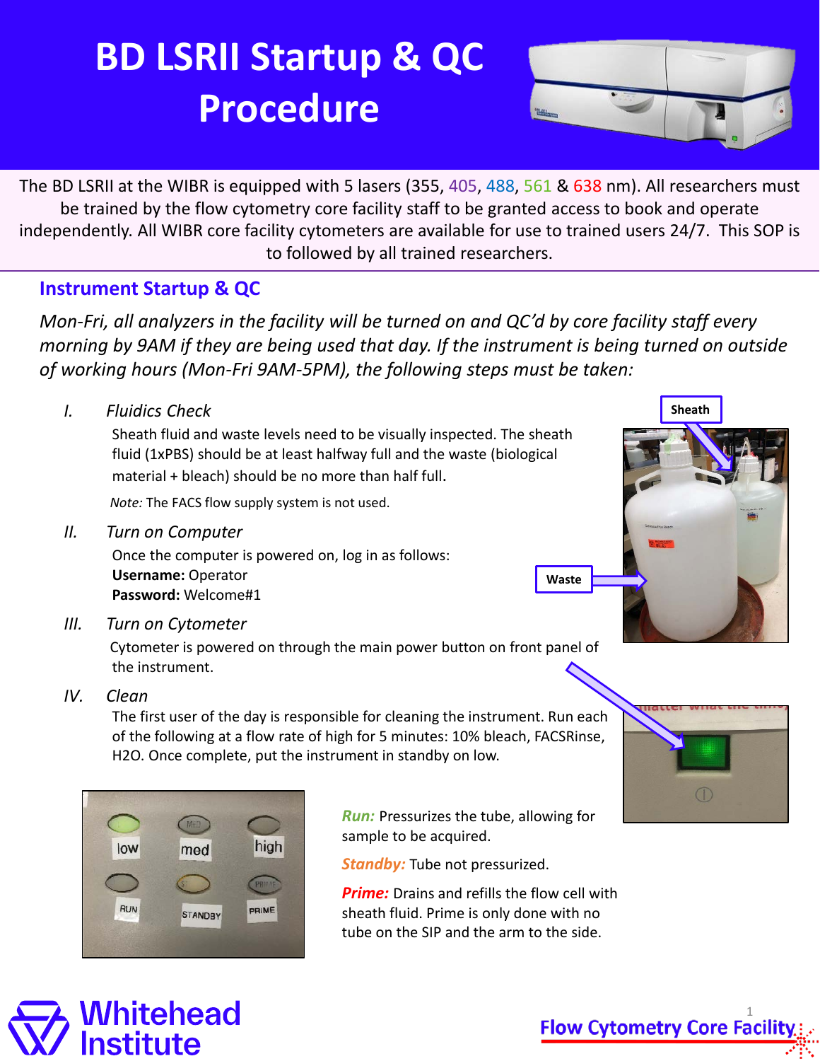# BD LSRII Startup & QC Procedure

The BD LSRII at the WIBR is equipped with 5 lasers (355, 405, 488, 561 & 638 nm). All researchers must be trained by the flow cytometry core facility staff to be granted access to book and operate independently. All WIBR core facility cytometers are available for use to trained users 24/7. This SOP is to followed by all trained researchers.

## Instrument Startup & QC

*Mon-Fri, all analyzers in the facility will be turned on and QC'd by core facility staff every morning by 9AM if they are being used that day. If the instrument is being turned on outside of working hours (Mon-Fri 9AM-5PM), the following steps must be taken:*

I. *Fluidics Check*

Sheath fluid and waste levels need to be visually inspected. The sheath fluid (1xPBS) should be at least halfway full and the waste (biological material + bleach) should be no more than half full.

*Note:* The FACS flow supply system is not used.

Sheath

Waste

II. *Turn on Computer*

Once the computer is powered on, log in as follows:
**Username:** Operator
**Password:** Welcome#1

III. *Turn on Cytometer*

Cytometer is powered on through the main power button on front panel of the instrument.

IV. *Clean*

The first user of the day is responsible for cleaning the instrument. Run each of the following at a flow rate of high for 5 minutes: 10% bleach, FACSRinse, $H_2O$. Once complete, put the instrument in standby on low.

low | med | high
RUN | STANDBY | PRIME

***Run:*** Pressurizes the tube, allowing for sample to be acquired.

***Standby:*** Tube not pressurized.

***Prime:*** Drains and refills the flow cell with sheath fluid. Prime is only done with no tube on the SIP and the arm to the side.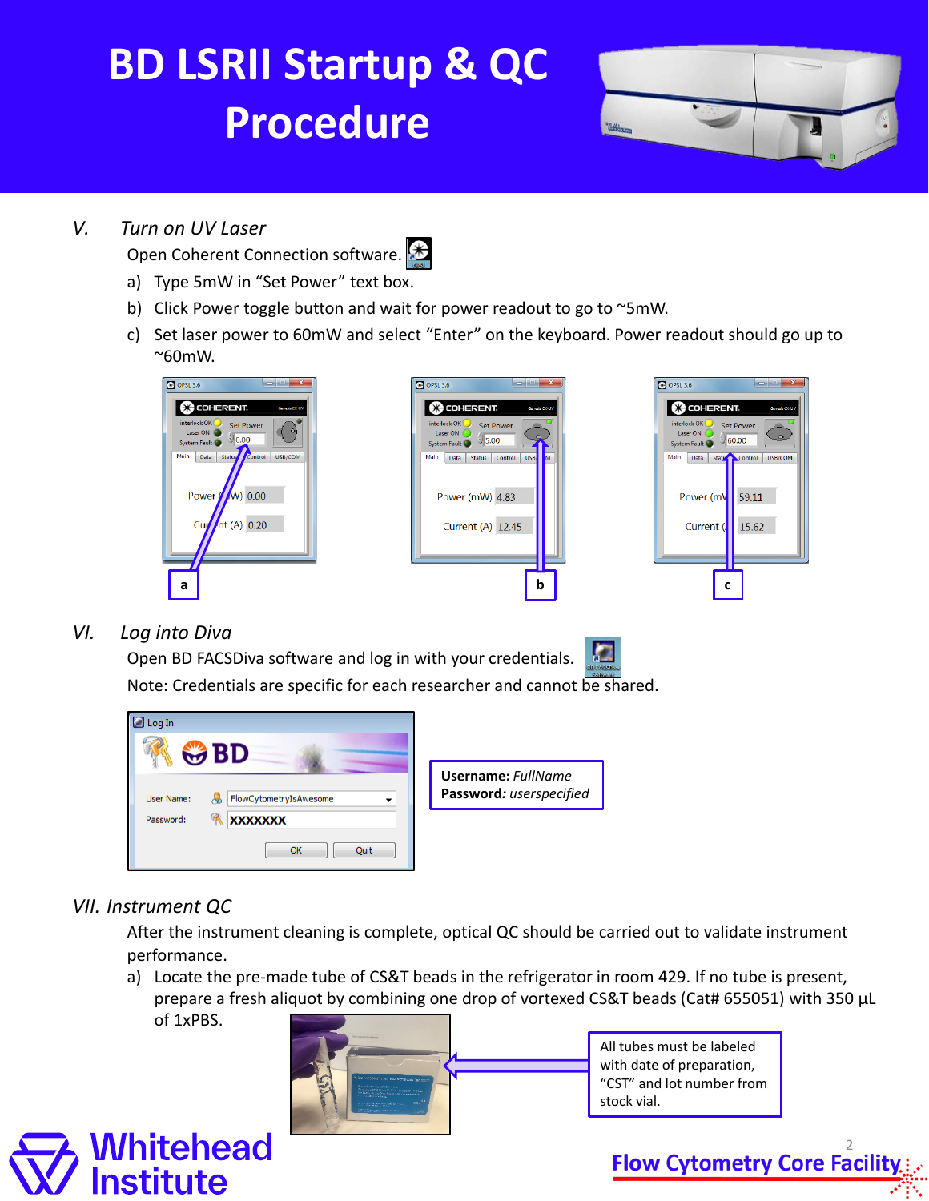# BD LSRII Startup & QC Procedure

### V. Turn on UV Laser

Open Coherent Connection software.

a) Type 5mW in “Set Power” text box.

b) Click Power toggle button and wait for power readout to go to ~5mW.

c) Set laser power to 60mW and select “Enter” on the keyboard. Power readout should go up to ~60mW.

### VI. Log into Diva

Open BD FACSDiva software and log in with your credentials.

Note: Credentials are specific for each researcher and cannot be shared.

**Username:** *FullName*
**Password:** *userspecified*

### VII. Instrument QC

After the instrument cleaning is complete, optical QC should be carried out to validate instrument performance.

a) Locate the pre-made tube of CS&T beads in the refrigerator in room 429. If no tube is present, prepare a fresh aliquot by combining one drop of vortexed CS&T beads (Cat# 655051) with 350 µL of 1xPBS.

All tubes must be labeled with date of preparation, “CST” and lot number from stock vial.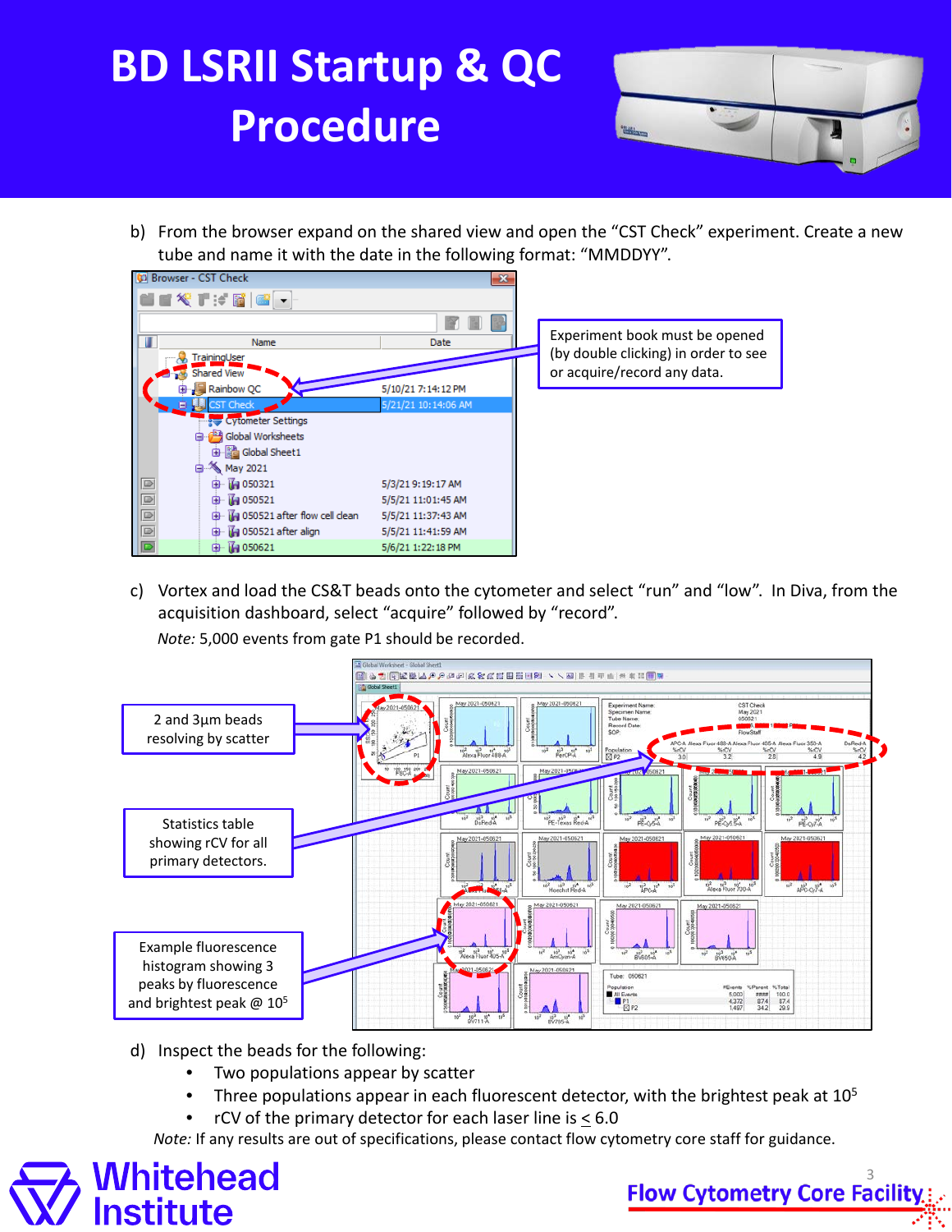# BD LSRII Startup & QC Procedure

b) From the browser expand on the shared view and open the "CST Check" experiment. Create a new tube and name it with the date in the following format: "MMDDYY".

Experiment book must be opened (by double clicking) in order to see or acquire/record any data.

c) Vortex and load the CS&T beads onto the cytometer and select "run" and "low". In Diva, from the acquisition dashboard, select "acquire" followed by "record".

*Note:* 5,000 events from gate P1 should be recorded.

2 and 3µm beads resolving by scatter

Statistics table showing rCV for all primary detectors.

Example fluorescence histogram showing 3 peaks by fluorescence and brightest peak @ $10^5$

d) Inspect the beads for the following:

- Two populations appear by scatter
- Three populations appear in each fluorescent detector, with the brightest peak at $10^5$
- rCV of the primary detector for each laser line is $\leq$ 6.0

*Note:* If any results are out of specifications, please contact flow cytometry core staff for guidance.